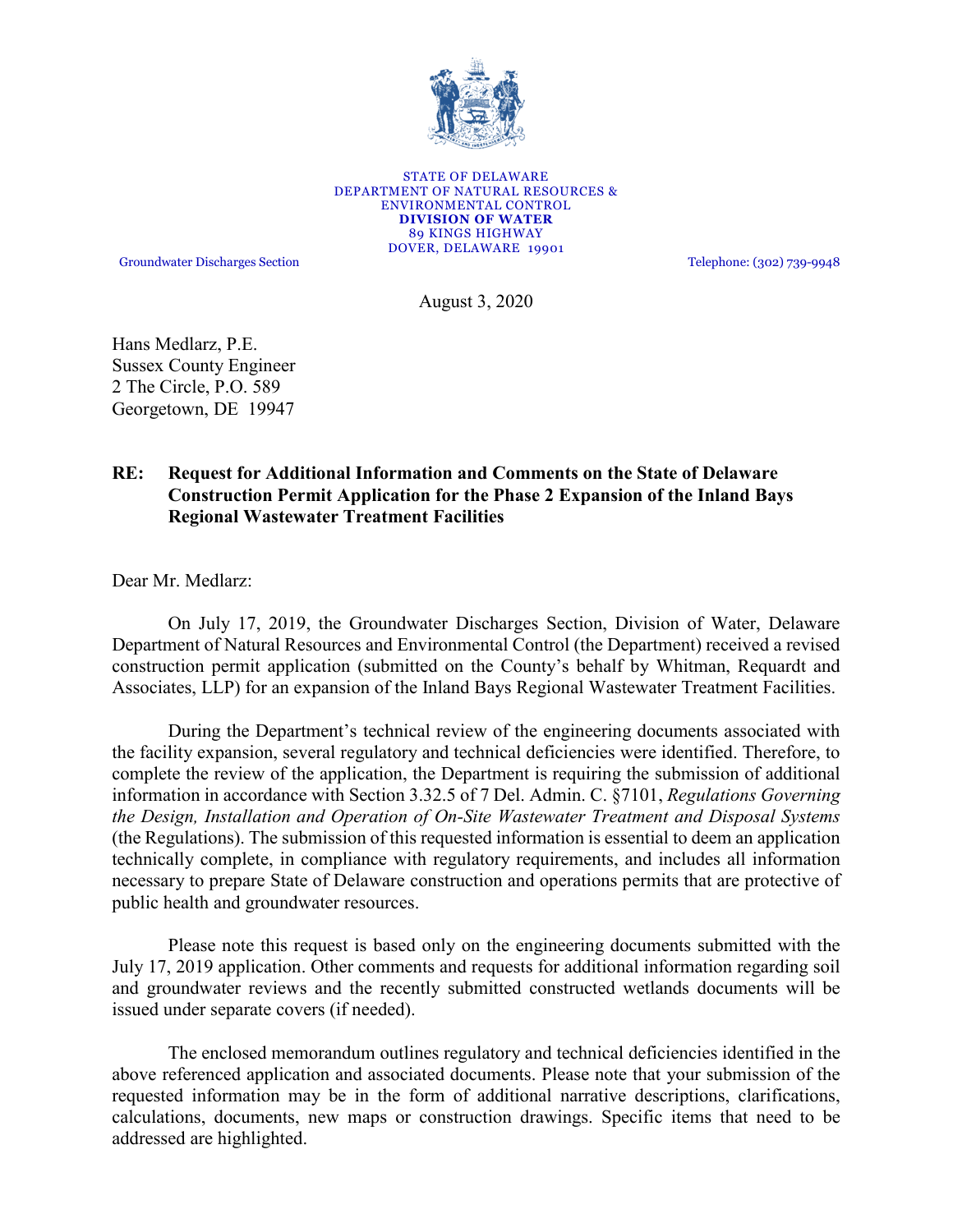STATE OF DELAWARE
DEPARTMENT OF NATURAL RESOURCES &
ENVIRONMENTAL CONTROL
**DIVISION OF WATER**
89 KINGS HIGHWAY
DOVER, DELAWARE 19901

Groundwater Discharges Section

Telephone: (302) 739-9948

August 3, 2020

Hans Medlarz, P.E.
Sussex County Engineer
2 The Circle, P.O. 589
Georgetown, DE 19947

**RE: Request for Additional Information and Comments on the State of Delaware Construction Permit Application for the Phase 2 Expansion of the Inland Bays Regional Wastewater Treatment Facilities**

Dear Mr. Medlarz:

On July 17, 2019, the Groundwater Discharges Section, Division of Water, Delaware Department of Natural Resources and Environmental Control (the Department) received a revised construction permit application (submitted on the County's behalf by Whitman, Requardt and Associates, LLP) for an expansion of the Inland Bays Regional Wastewater Treatment Facilities.

During the Department's technical review of the engineering documents associated with the facility expansion, several regulatory and technical deficiencies were identified. Therefore, to complete the review of the application, the Department is requiring the submission of additional information in accordance with Section 3.32.5 of 7 Del. Admin. C. §7101, *Regulations Governing the Design, Installation and Operation of On-Site Wastewater Treatment and Disposal Systems* (the Regulations). The submission of this requested information is essential to deem an application technically complete, in compliance with regulatory requirements, and includes all information necessary to prepare State of Delaware construction and operations permits that are protective of public health and groundwater resources.

Please note this request is based only on the engineering documents submitted with the July 17, 2019 application. Other comments and requests for additional information regarding soil and groundwater reviews and the recently submitted constructed wetlands documents will be issued under separate covers (if needed).

The enclosed memorandum outlines regulatory and technical deficiencies identified in the above referenced application and associated documents. Please note that your submission of the requested information may be in the form of additional narrative descriptions, clarifications, calculations, documents, new maps or construction drawings. Specific items that need to be addressed are highlighted.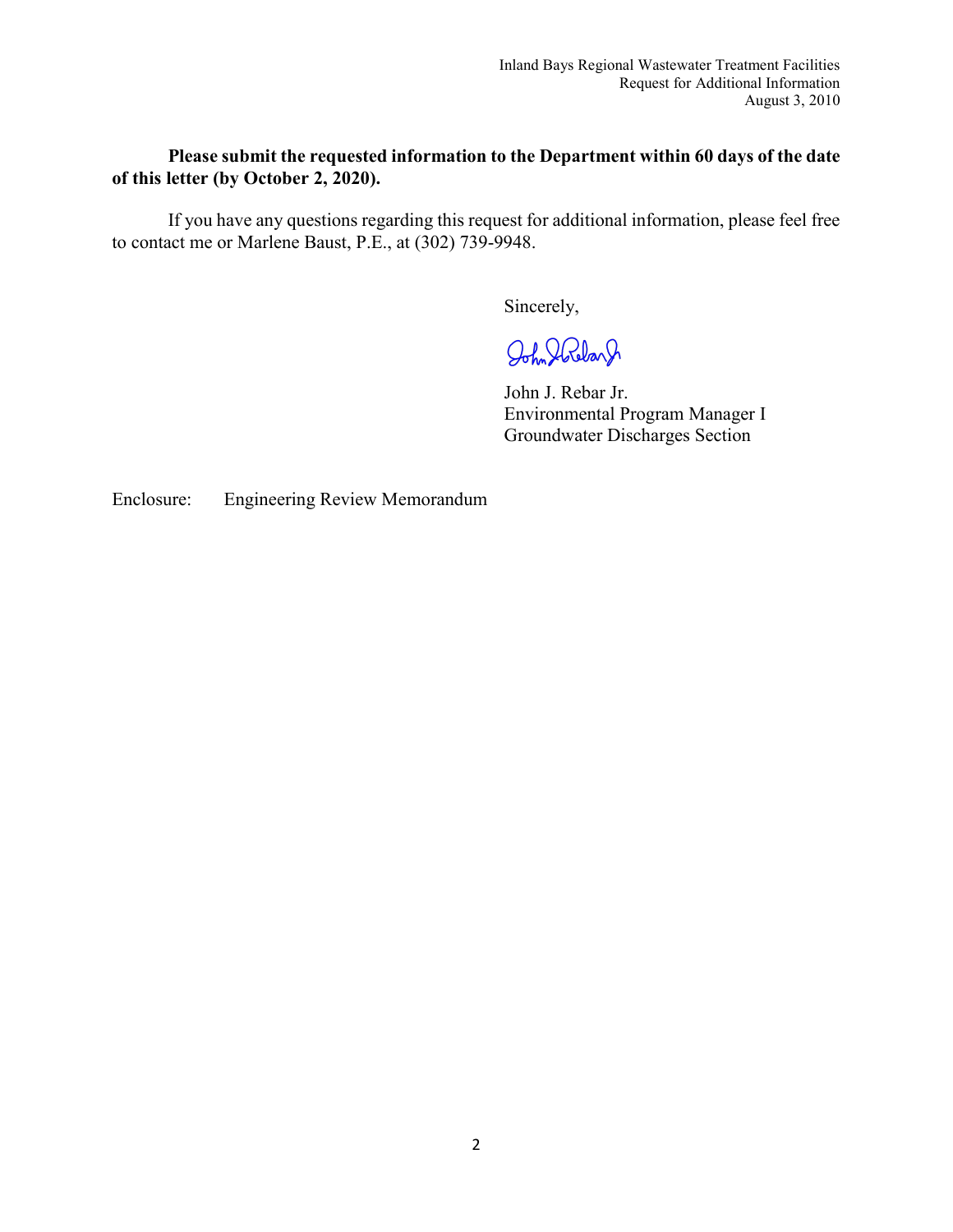**Please submit the requested information to the Department within 60 days of the date of this letter (by October 2, 2020).**

If you have any questions regarding this request for additional information, please feel free to contact me or Marlene Baust, P.E., at (302) 739-9948.

Sincerely,

John J. Rebar Jr.
Environmental Program Manager I
Groundwater Discharges Section

Enclosure: Engineering Review Memorandum